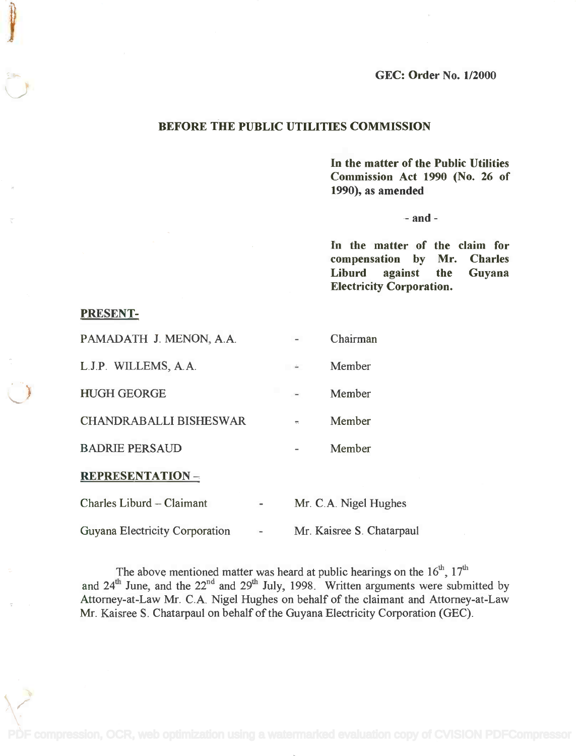GEC: Order No. 1/2000

## BEFORE THE PUBLIC UTILITIES COMMISSION

**In the matter of the Public Utilities Commission Act 1990 (No. 26 of 1990), as amended**

**- and -**

**In the matter of the claim for compensation by Mr. Charles Liburd against the Guyana Electricity Corporation.**

**PRESENT-**

| | | |
|---|---|---|
| PAMADATH J. MENON, A.A. | - | Chairman |
| L.J.P. WILLEMS, A.A. | - | Member |
| HUGH GEORGE | - | Member |
| CHANDRABALLI BISHESWAR | - | Member |
| BADRIE PERSAUD | - | Member |

**REPRESENTATION –**

| | | |
|---|---|---|
| Charles Liburd – Claimant | - | Mr. C.A. Nigel Hughes |
| Guyana Electricity Corporation | - | Mr. Kaisree S. Chatarpaul |

The above mentioned matter was heard at public hearings on the 16th, 17th and 24th June, and the 22nd and 29th July, 1998. Written arguments were submitted by Attorney-at-Law Mr. C.A. Nigel Hughes on behalf of the claimant and Attorney-at-Law Mr. Kaisree S. Chatarpaul on behalf of the Guyana Electricity Corporation (GEC).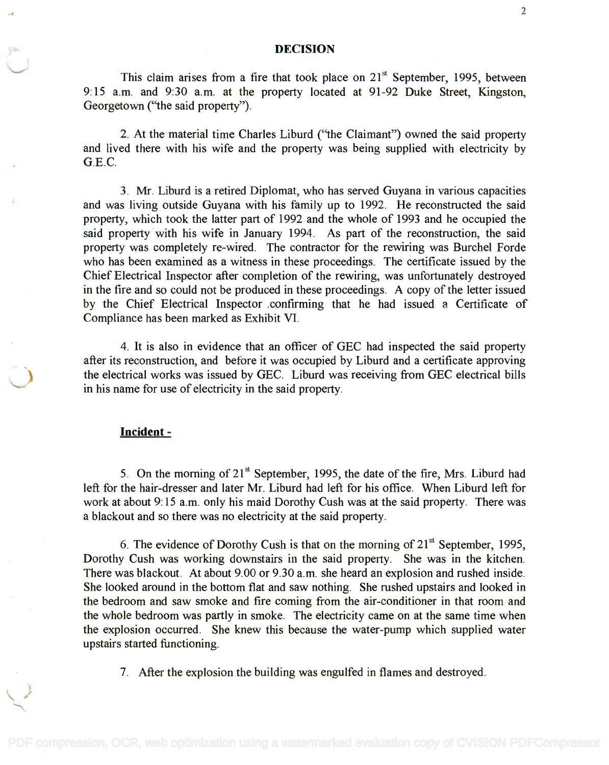## DECISION

This claim arises from a fire that took place on 21st September, 1995, between 9:15 a.m. and 9:30 a.m. at the property located at 91-92 Duke Street, Kingston, Georgetown ("the said property").

2. At the material time Charles Liburd ("the Claimant") owned the said property and lived there with his wife and the property was being supplied with electricity by G.E.C.

3. Mr. Liburd is a retired Diplomat, who has served Guyana in various capacities and was living outside Guyana with his family up to 1992. He reconstructed the said property, which took the latter part of 1992 and the whole of 1993 and he occupied the said property with his wife in January 1994. As part of the reconstruction, the said property was completely re-wired. The contractor for the rewiring was Burchel Forde who has been examined as a witness in these proceedings. The certificate issued by the Chief Electrical Inspector after completion of the rewiring, was unfortunately destroyed in the fire and so could not be produced in these proceedings. A copy of the letter issued by the Chief Electrical Inspector ,confirming that he had issued a Certificate of Compliance has been marked as Exhibit VI.

4. It is also in evidence that an officer of GEC had inspected the said property after its reconstruction, and before it was occupied by Liburd and a certificate approving the electrical works was issued by GEC. Liburd was receiving from GEC electrical bills in his name for use of electricity in the said property.

### Incident -

5. On the morning of 21st September, 1995, the date of the fire, Mrs. Liburd had left for the hair-dresser and later Mr. Liburd had left for his office. When Liburd left for work at about 9:15 a.m. only his maid Dorothy Cush was at the said property. There was a blackout and so there was no electricity at the said property.

6. The evidence of Dorothy Cush is that on the morning of 21st September, 1995, Dorothy Cush was working downstairs in the said property. She was in the kitchen. There was blackout. At about 9.00 or 9.30 a.m. she heard an explosion and rushed inside. She looked around in the bottom flat and saw nothing. She rushed upstairs and looked in the bedroom and saw smoke and fire coming from the air-conditioner in that room and the whole bedroom was partly in smoke. The electricity came on at the same time when the explosion occurred. She knew this because the water-pump which supplied water upstairs started functioning.

7. After the explosion the building was engulfed in flames and destroyed.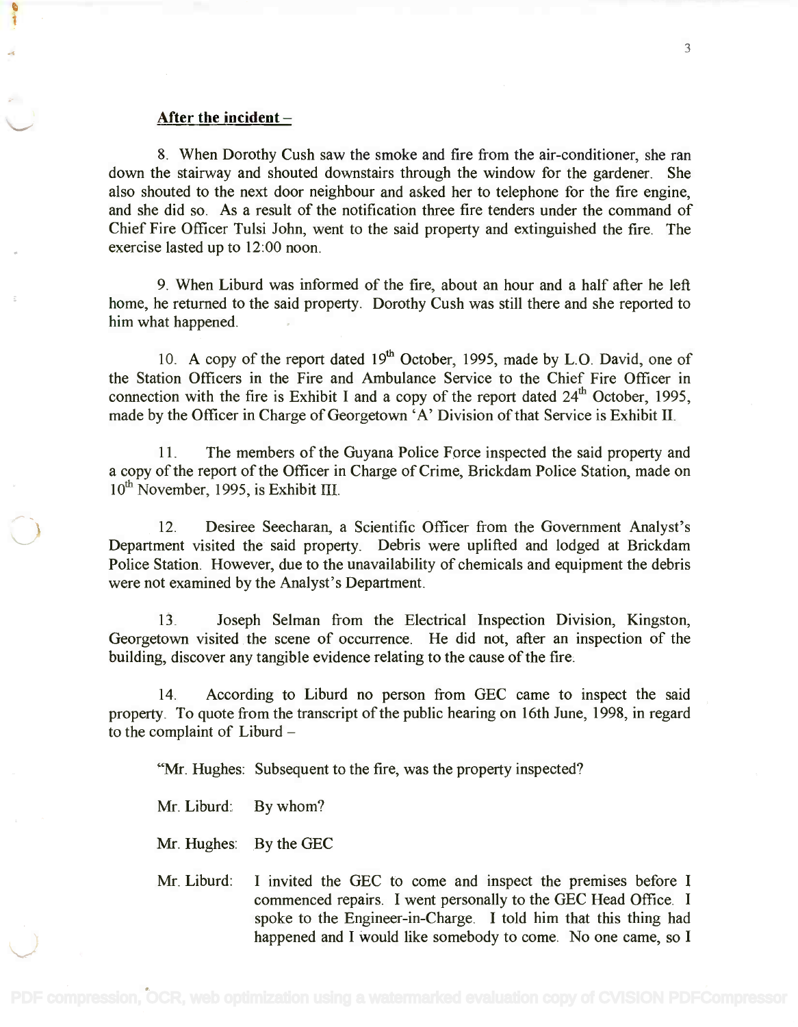**After the incident –**

8. When Dorothy Cush saw the smoke and fire from the air-conditioner, she ran down the stairway and shouted downstairs through the window for the gardener. She also shouted to the next door neighbour and asked her to telephone for the fire engine, and she did so. As a result of the notification three fire tenders under the command of Chief Fire Officer Tulsi John, went to the said property and extinguished the fire. The exercise lasted up to 12:00 noon.

9. When Liburd was informed of the fire, about an hour and a half after he left home, he returned to the said property. Dorothy Cush was still there and she reported to him what happened.

10. A copy of the report dated 19th October, 1995, made by L.O. David, one of the Station Officers in the Fire and Ambulance Service to the Chief Fire Officer in connection with the fire is Exhibit I and a copy of the report dated 24th October, 1995, made by the Officer in Charge of Georgetown 'A' Division of that Service is Exhibit II.

11. The members of the Guyana Police Force inspected the said property and a copy of the report of the Officer in Charge of Crime, Brickdam Police Station, made on 10th November, 1995, is Exhibit III.

12. Desiree Seecharan, a Scientific Officer from the Government Analyst's Department visited the said property. Debris were uplifted and lodged at Brickdam Police Station. However, due to the unavailability of chemicals and equipment the debris were not examined by the Analyst's Department.

13. Joseph Selman from the Electrical Inspection Division, Kingston, Georgetown visited the scene of occurrence. He did not, after an inspection of the building, discover any tangible evidence relating to the cause of the fire.

14. According to Liburd no person from GEC came to inspect the said property. To quote from the transcript of the public hearing on 16th June, 1998, in regard to the complaint of Liburd –

"Mr. Hughes: Subsequent to the fire, was the property inspected?

Mr. Liburd: By whom?

Mr. Hughes: By the GEC

Mr. Liburd: I invited the GEC to come and inspect the premises before I commenced repairs. I went personally to the GEC Head Office. I spoke to the Engineer-in-Charge. I told him that this thing had happened and I would like somebody to come. No one came, so I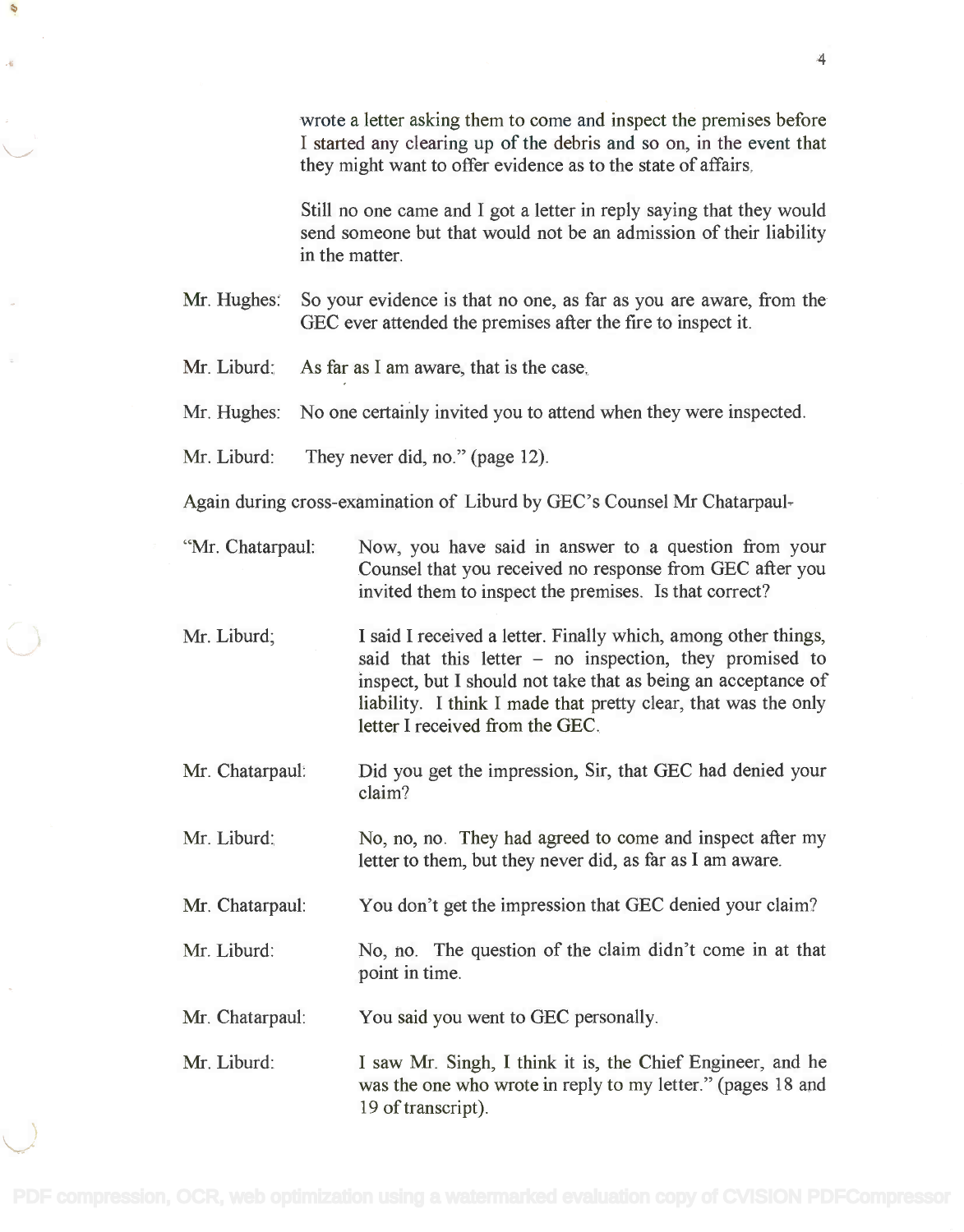wrote a letter asking them to come and inspect the premises before I started any clearing up of the debris and so on, in the event that they might want to offer evidence as to the state of affairs.

Still no one came and I got a letter in reply saying that they would send someone but that would not be an admission of their liability in the matter.

Mr. Hughes: So your evidence is that no one, as far as you are aware, from the GEC ever attended the premises after the fire to inspect it.

Mr. Liburd: As far as I am aware, that is the case.

Mr. Hughes: No one certainly invited you to attend when they were inspected.

Mr. Liburd: They never did, no." (page 12).

Again during cross-examination of Liburd by GEC's Counsel Mr Chatarpaul-

"Mr. Chatarpaul: Now, you have said in answer to a question from your Counsel that you received no response from GEC after you invited them to inspect the premises. Is that correct?

Mr. Liburd; I said I received a letter. Finally which, among other things, said that this letter – no inspection, they promised to inspect, but I should not take that as being an acceptance of liability. I think I made that pretty clear, that was the only letter I received from the GEC.

Mr. Chatarpaul: Did you get the impression, Sir, that GEC had denied your claim?

Mr. Liburd: No, no, no. They had agreed to come and inspect after my letter to them, but they never did, as far as I am aware.

Mr. Chatarpaul: You don't get the impression that GEC denied your claim?

Mr. Liburd: No, no. The question of the claim didn't come in at that point in time.

Mr. Chatarpaul: You said you went to GEC personally.

Mr. Liburd: I saw Mr. Singh, I think it is, the Chief Engineer, and he was the one who wrote in reply to my letter." (pages 18 and 19 of transcript).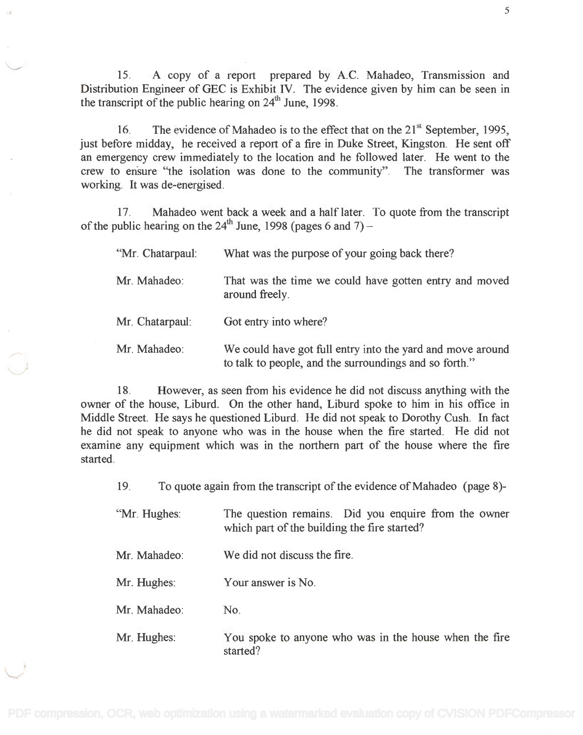15. A copy of a report prepared by A.C. Mahadeo, Transmission and Distribution Engineer of GEC is Exhibit IV. The evidence given by him can be seen in the transcript of the public hearing on 24th June, 1998.

16. The evidence of Mahadeo is to the effect that on the 21st September, 1995, just before midday, he received a report of a fire in Duke Street, Kingston. He sent off an emergency crew immediately to the location and he followed later. He went to the crew to ensure "the isolation was done to the community". The transformer was working. It was de-energised.

17. Mahadeo went back a week and a half later. To quote from the transcript of the public hearing on the 24th June, 1998 (pages 6 and 7) –

| | |
|---|---|
| "Mr. Chatarpaul: | What was the purpose of your going back there? |
| Mr. Mahadeo: | That was the time we could have gotten entry and moved around freely. |
| Mr. Chatarpaul: | Got entry into where? |
| Mr. Mahadeo: | We could have got full entry into the yard and move around to talk to people, and the surroundings and so forth." |

18. However, as seen from his evidence he did not discuss anything with the owner of the house, Liburd. On the other hand, Liburd spoke to him in his office in Middle Street. He says he questioned Liburd. He did not speak to Dorothy Cush. In fact he did not speak to anyone who was in the house when the fire started. He did not examine any equipment which was in the northern part of the house where the fire started.

19. To quote again from the transcript of the evidence of Mahadeo (page 8)-

| | |
|---|---|
| "Mr. Hughes: | The question remains. Did you enquire from the owner which part of the building the fire started? |
| Mr. Mahadeo: | We did not discuss the fire. |
| Mr. Hughes: | Your answer is No. |
| Mr. Mahadeo: | No. |
| Mr. Hughes: | You spoke to anyone who was in the house when the fire started? |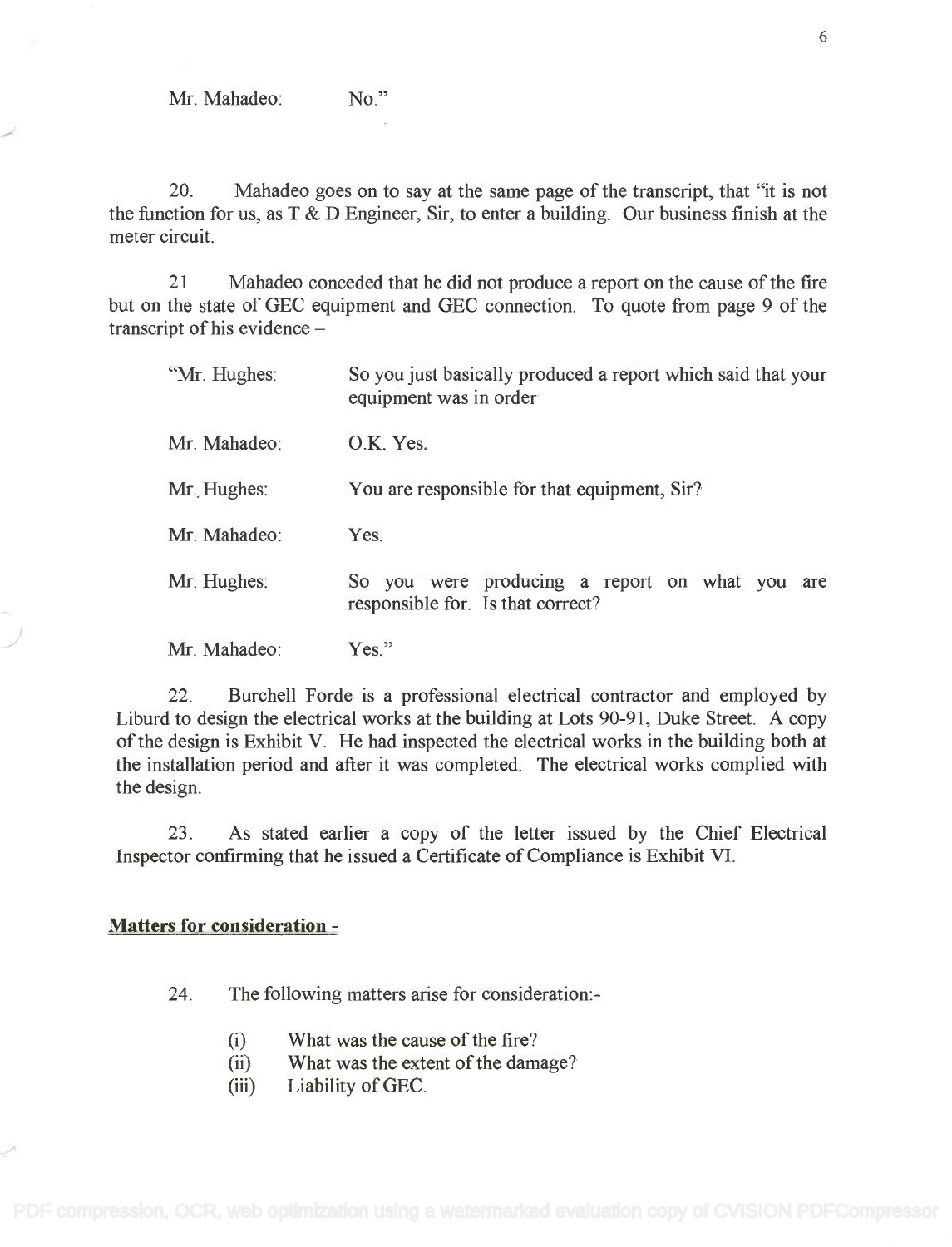Mr. Mahadeo:    No."

20. Mahadeo goes on to say at the same page of the transcript, that "it is not the function for us, as T & D Engineer, Sir, to enter a building. Our business finish at the meter circuit.

21 Mahadeo conceded that he did not produce a report on the cause of the fire but on the state of GEC equipment and GEC connection. To quote from page 9 of the transcript of his evidence –

| | |
|---|---|
| "Mr. Hughes: | So you just basically produced a report which said that your equipment was in order |
| Mr. Mahadeo: | O.K. Yes. |
| Mr. Hughes: | You are responsible for that equipment, Sir? |
| Mr. Mahadeo: | Yes. |
| Mr. Hughes: | So you were producing a report on what you are responsible for. Is that correct? |
| Mr. Mahadeo: | Yes." |

22. Burchell Forde is a professional electrical contractor and employed by Liburd to design the electrical works at the building at Lots 90-91, Duke Street. A copy of the design is Exhibit V. He had inspected the electrical works in the building both at the installation period and after it was completed. The electrical works complied with the design.

23. As stated earlier a copy of the letter issued by the Chief Electrical Inspector confirming that he issued a Certificate of Compliance is Exhibit VI.

**Matters for consideration -**

24. The following matters arise for consideration:-

(i) What was the cause of the fire?
(ii) What was the extent of the damage?
(iii) Liability of GEC.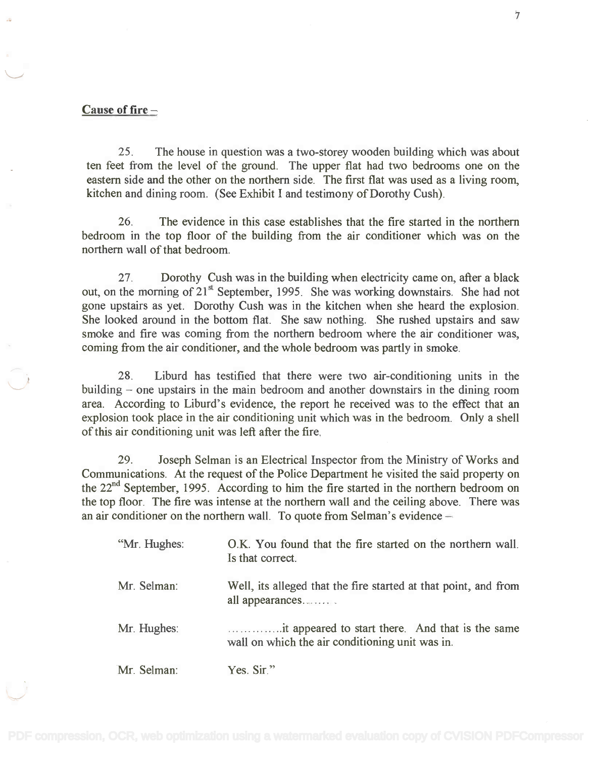**Cause of fire –**

25. The house in question was a two-storey wooden building which was about ten feet from the level of the ground. The upper flat had two bedrooms one on the eastern side and the other on the northern side. The first flat was used as a living room, kitchen and dining room. (See Exhibit I and testimony of Dorothy Cush).

26. The evidence in this case establishes that the fire started in the northern bedroom in the top floor of the building from the air conditioner which was on the northern wall of that bedroom.

27. Dorothy Cush was in the building when electricity came on, after a black out, on the morning of 21st September, 1995. She was working downstairs. She had not gone upstairs as yet. Dorothy Cush was in the kitchen when she heard the explosion. She looked around in the bottom flat. She saw nothing. She rushed upstairs and saw smoke and fire was coming from the northern bedroom where the air conditioner was, coming from the air conditioner, and the whole bedroom was partly in smoke.

28. Liburd has testified that there were two air-conditioning units in the building – one upstairs in the main bedroom and another downstairs in the dining room area. According to Liburd's evidence, the report he received was to the effect that an explosion took place in the air conditioning unit which was in the bedroom. Only a shell of this air conditioning unit was left after the fire.

29. Joseph Selman is an Electrical Inspector from the Ministry of Works and Communications. At the request of the Police Department he visited the said property on the 22nd September, 1995. According to him the fire started in the northern bedroom on the top floor. The fire was intense at the northern wall and the ceiling above. There was an air conditioner on the northern wall. To quote from Selman's evidence –

"Mr. Hughes: O.K. You found that the fire started on the northern wall. Is that correct.

Mr. Selman: Well, its alleged that the fire started at that point, and from all appearances........

Mr. Hughes: .............it appeared to start there. And that is the same wall on which the air conditioning unit was in.

Mr. Selman: Yes. Sir."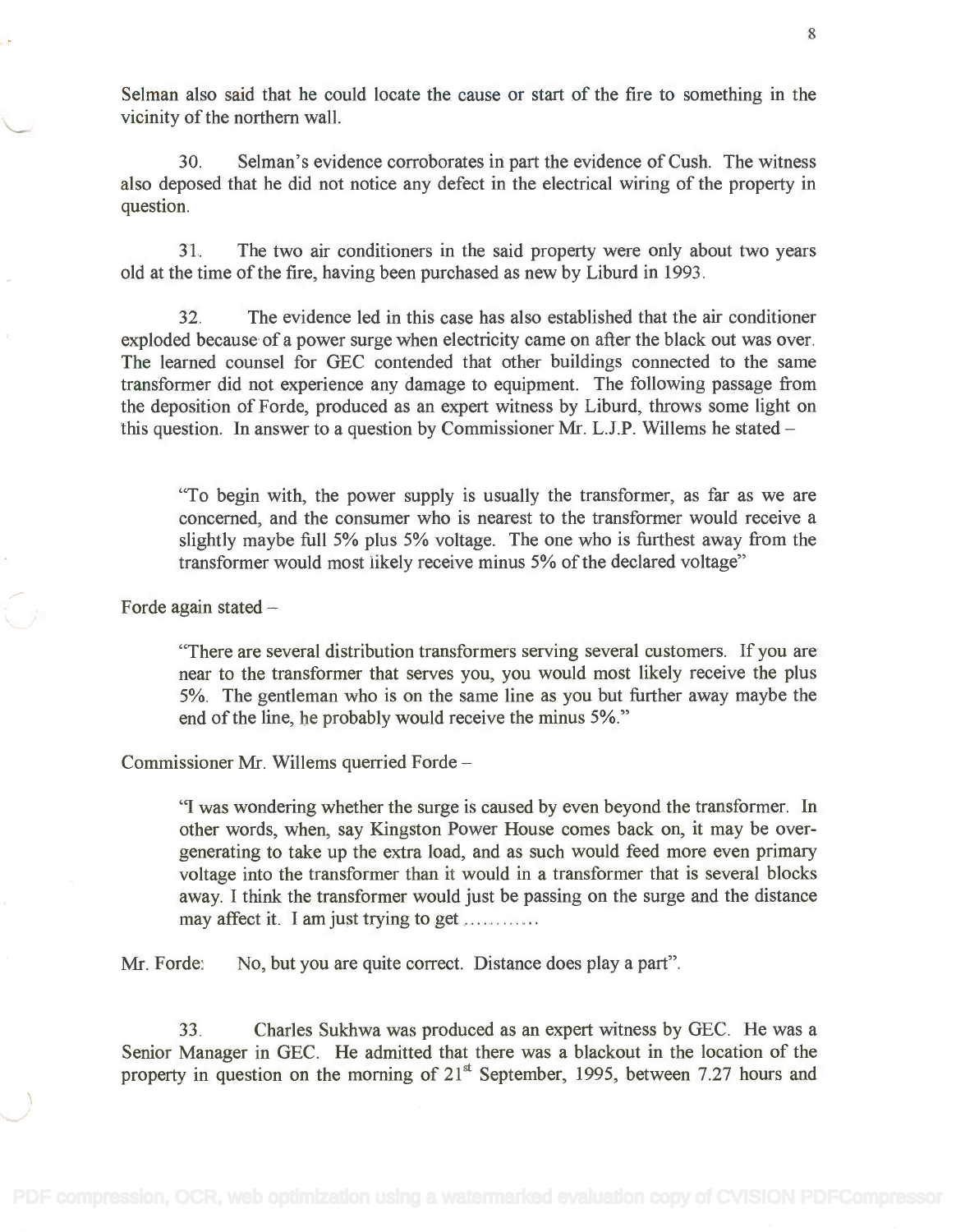Selman also said that he could locate the cause or start of the fire to something in the vicinity of the northern wall.

30. Selman's evidence corroborates in part the evidence of Cush. The witness also deposed that he did not notice any defect in the electrical wiring of the property in question.

31. The two air conditioners in the said property were only about two years old at the time of the fire, having been purchased as new by Liburd in 1993.

32. The evidence led in this case has also established that the air conditioner exploded because of a power surge when electricity came on after the black out was over. The learned counsel for GEC contended that other buildings connected to the same transformer did not experience any damage to equipment. The following passage from the deposition of Forde, produced as an expert witness by Liburd, throws some light on this question. In answer to a question by Commissioner Mr. L.J.P. Willems he stated –

> "To begin with, the power supply is usually the transformer, as far as we are concerned, and the consumer who is nearest to the transformer would receive a slightly maybe full 5% plus 5% voltage. The one who is furthest away from the transformer would most likely receive minus 5% of the declared voltage"

Forde again stated –

> "There are several distribution transformers serving several customers. If you are near to the transformer that serves you, you would most likely receive the plus 5%. The gentleman who is on the same line as you but further away maybe the end of the line, he probably would receive the minus 5%."

Commissioner Mr. Willems querried Forde –

> "I was wondering whether the surge is caused by even beyond the transformer. In other words, when, say Kingston Power House comes back on, it may be over-generating to take up the extra load, and as such would feed more even primary voltage into the transformer than it would in a transformer that is several blocks away. I think the transformer would just be passing on the surge and the distance may affect it. I am just trying to get ...........

Mr. Forde: No, but you are quite correct. Distance does play a part".

33. Charles Sukhwa was produced as an expert witness by GEC. He was a Senior Manager in GEC. He admitted that there was a blackout in the location of the property in question on the morning of 21st September, 1995, between 7.27 hours and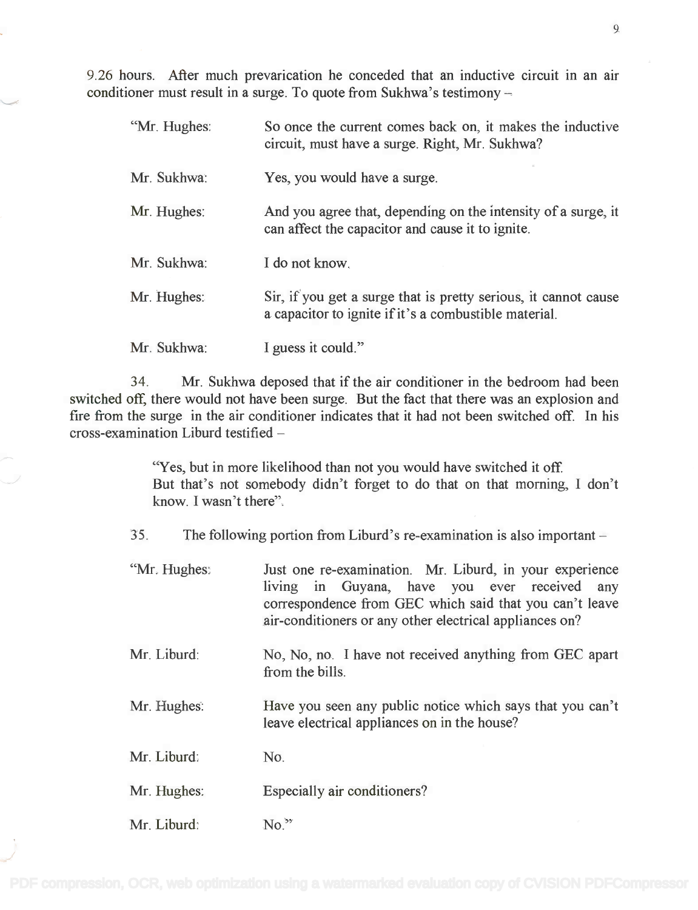9.26 hours. After much prevarication he conceded that an inductive circuit in an air conditioner must result in a surge. To quote from Sukhwa's testimony –

> "Mr. Hughes: So once the current comes back on, it makes the inductive circuit, must have a surge. Right, Mr. Sukhwa?
>
> Mr. Sukhwa: Yes, you would have a surge.
>
> Mr. Hughes: And you agree that, depending on the intensity of a surge, it can affect the capacitor and cause it to ignite.
>
> Mr. Sukhwa: I do not know.
>
> Mr. Hughes: Sir, if you get a surge that is pretty serious, it cannot cause a capacitor to ignite if it's a combustible material.
>
> Mr. Sukhwa: I guess it could."

34. Mr. Sukhwa deposed that if the air conditioner in the bedroom had been switched off, there would not have been surge. But the fact that there was an explosion and fire from the surge in the air conditioner indicates that it had not been switched off. In his cross-examination Liburd testified –

> "Yes, but in more likelihood than not you would have switched it off.
> But that's not somebody didn't forget to do that on that morning, I don't know. I wasn't there".

35. The following portion from Liburd's re-examination is also important –

> "Mr. Hughes: Just one re-examination. Mr. Liburd, in your experience living in Guyana, have you ever received any correspondence from GEC which said that you can't leave air-conditioners or any other electrical appliances on?
>
> Mr. Liburd: No, No, no. I have not received anything from GEC apart from the bills.
>
> Mr. Hughes: Have you seen any public notice which says that you can't leave electrical appliances on in the house?
>
> Mr. Liburd: No.
>
> Mr. Hughes: Especially air conditioners?
>
> Mr. Liburd: No."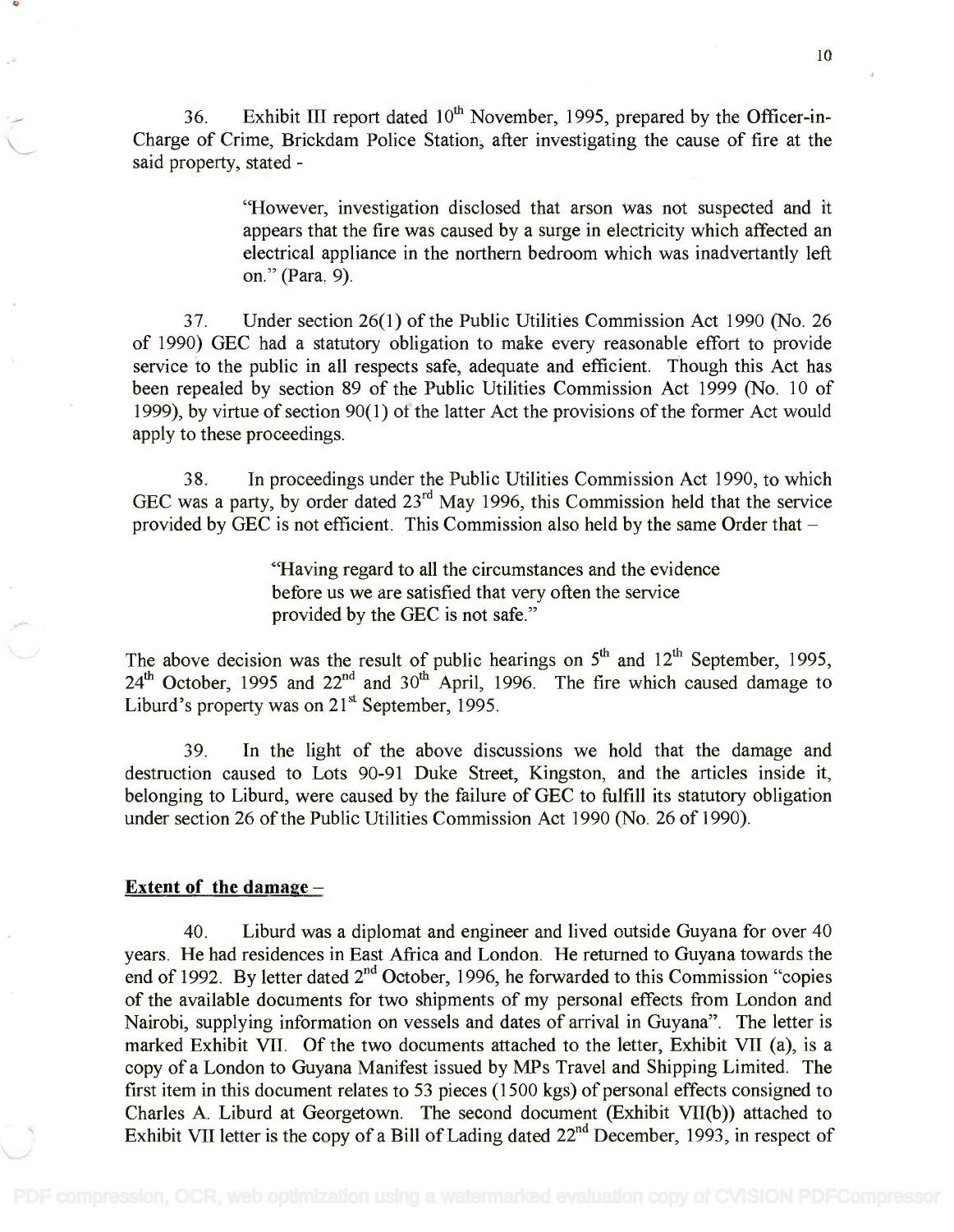36. Exhibit III report dated 10th November, 1995, prepared by the Officer-in-Charge of Crime, Brickdam Police Station, after investigating the cause of fire at the said property, stated -

> "However, investigation disclosed that arson was not suspected and it appears that the fire was caused by a surge in electricity which affected an electrical appliance in the northern bedroom which was inadvertantly left on." (Para. 9).

37. Under section 26(1) of the Public Utilities Commission Act 1990 (No. 26 of 1990) GEC had a statutory obligation to make every reasonable effort to provide service to the public in all respects safe, adequate and efficient. Though this Act has been repealed by section 89 of the Public Utilities Commission Act 1999 (No. 10 of 1999), by virtue of section 90(1) of the latter Act the provisions of the former Act would apply to these proceedings.

38. In proceedings under the Public Utilities Commission Act 1990, to which GEC was a party, by order dated 23rd May 1996, this Commission held that the service provided by GEC is not efficient. This Commission also held by the same Order that –

> "Having regard to all the circumstances and the evidence before us we are satisfied that very often the service provided by the GEC is not safe."

The above decision was the result of public hearings on 5th and 12th September, 1995, 24th October, 1995 and 22nd and 30th April, 1996. The fire which caused damage to Liburd's property was on 21st September, 1995.

39. In the light of the above discussions we hold that the damage and destruction caused to Lots 90-91 Duke Street, Kingston, and the articles inside it, belonging to Liburd, were caused by the failure of GEC to fulfill its statutory obligation under section 26 of the Public Utilities Commission Act 1990 (No. 26 of 1990).

**Extent of the damage –**

40. Liburd was a diplomat and engineer and lived outside Guyana for over 40 years. He had residences in East Africa and London. He returned to Guyana towards the end of 1992. By letter dated 2nd October, 1996, he forwarded to this Commission "copies of the available documents for two shipments of my personal effects from London and Nairobi, supplying information on vessels and dates of arrival in Guyana". The letter is marked Exhibit VII. Of the two documents attached to the letter, Exhibit VII (a), is a copy of a London to Guyana Manifest issued by MPs Travel and Shipping Limited. The first item in this document relates to 53 pieces (1500 kgs) of personal effects consigned to Charles A. Liburd at Georgetown. The second document (Exhibit VII(b)) attached to Exhibit VII letter is the copy of a Bill of Lading dated 22nd December, 1993, in respect of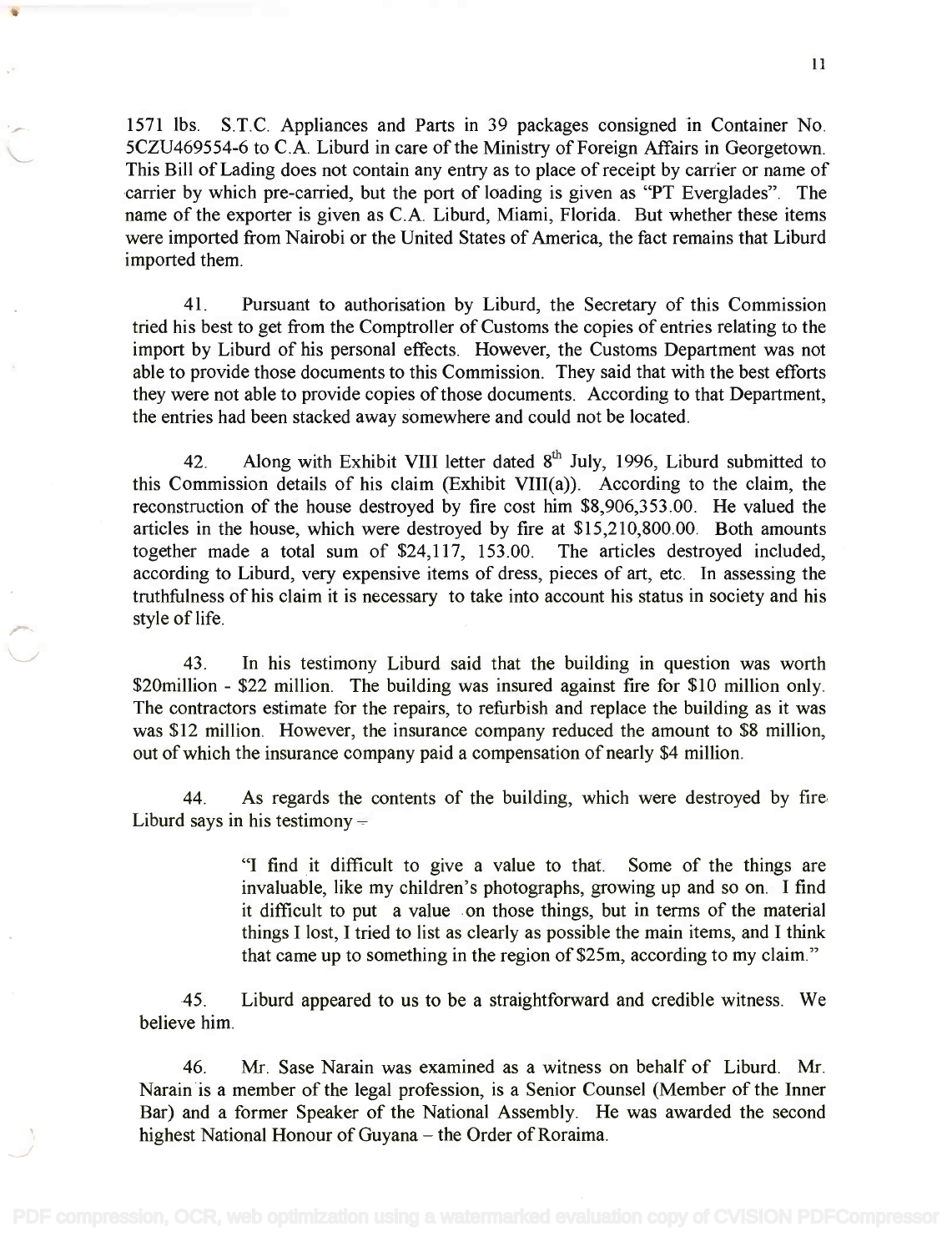1571 lbs. S.T.C. Appliances and Parts in 39 packages consigned in Container No. 5CZU469554-6 to C.A. Liburd in care of the Ministry of Foreign Affairs in Georgetown. This Bill of Lading does not contain any entry as to place of receipt by carrier or name of carrier by which pre-carried, but the port of loading is given as "PT Everglades". The name of the exporter is given as C.A. Liburd, Miami, Florida. But whether these items were imported from Nairobi or the United States of America, the fact remains that Liburd imported them.

41. Pursuant to authorisation by Liburd, the Secretary of this Commission tried his best to get from the Comptroller of Customs the copies of entries relating to the import by Liburd of his personal effects. However, the Customs Department was not able to provide those documents to this Commission. They said that with the best efforts they were not able to provide copies of those documents. According to that Department, the entries had been stacked away somewhere and could not be located.

42. Along with Exhibit VIII letter dated 8th July, 1996, Liburd submitted to this Commission details of his claim (Exhibit VIII(a)). According to the claim, the reconstruction of the house destroyed by fire cost him $8,906,353.00. He valued the articles in the house, which were destroyed by fire at $15,210,800.00. Both amounts together made a total sum of $24,117, 153.00. The articles destroyed included, according to Liburd, very expensive items of dress, pieces of art, etc. In assessing the truthfulness of his claim it is necessary to take into account his status in society and his style of life.

43. In his testimony Liburd said that the building in question was worth $20million - $22 million. The building was insured against fire for $10 million only. The contractors estimate for the repairs, to refurbish and replace the building as it was was $12 million. However, the insurance company reduced the amount to $8 million, out of which the insurance company paid a compensation of nearly $4 million.

44. As regards the contents of the building, which were destroyed by fire Liburd says in his testimony –

> "I find it difficult to give a value to that. Some of the things are invaluable, like my children's photographs, growing up and so on. I find it difficult to put a value on those things, but in terms of the material things I lost, I tried to list as clearly as possible the main items, and I think that came up to something in the region of $25m, according to my claim."

45. Liburd appeared to us to be a straightforward and credible witness. We believe him.

46. Mr. Sase Narain was examined as a witness on behalf of Liburd. Mr. Narain is a member of the legal profession, is a Senior Counsel (Member of the Inner Bar) and a former Speaker of the National Assembly. He was awarded the second highest National Honour of Guyana – the Order of Roraima.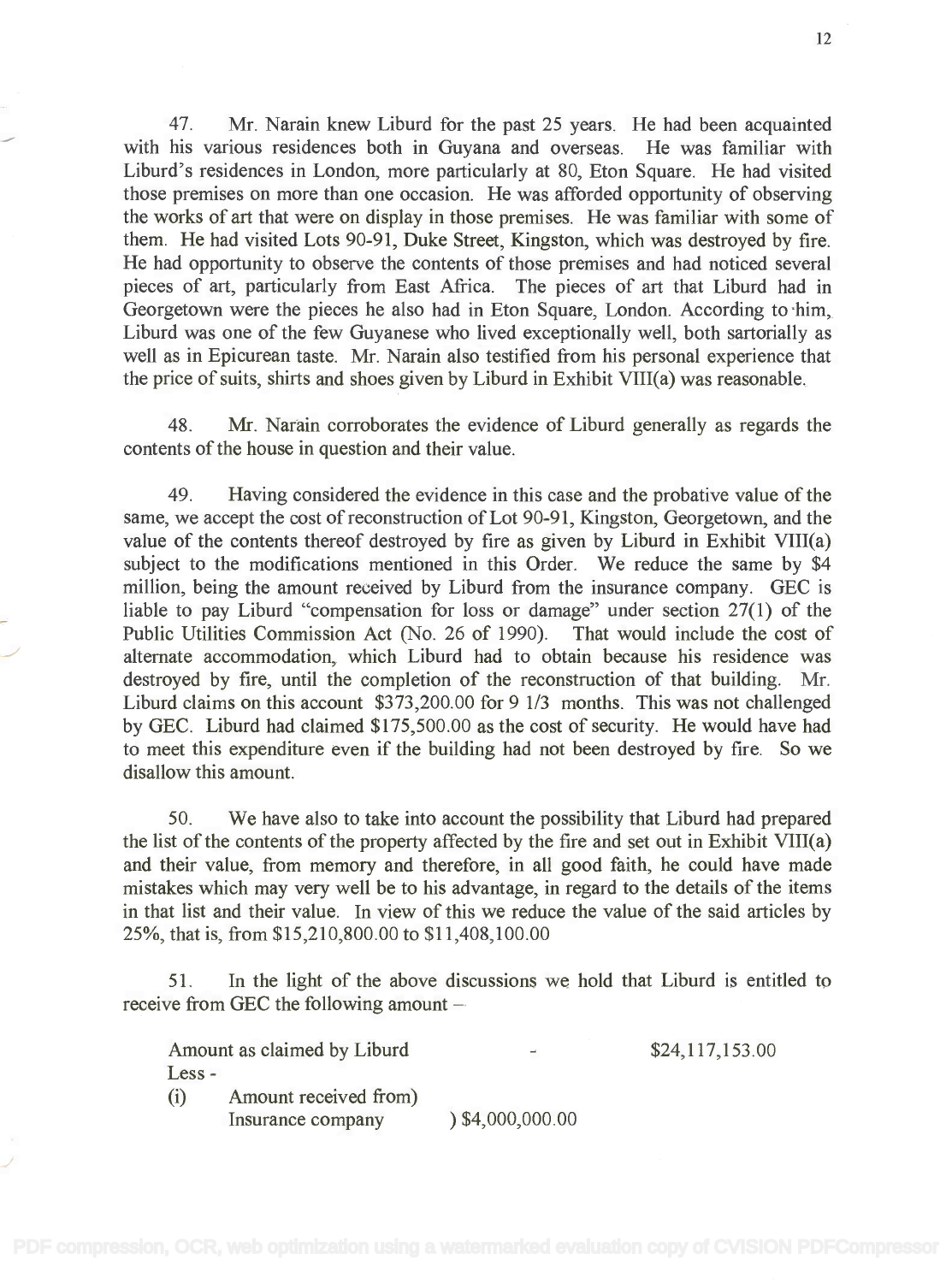47. Mr. Narain knew Liburd for the past 25 years. He had been acquainted with his various residences both in Guyana and overseas. He was familiar with Liburd's residences in London, more particularly at 80, Eton Square. He had visited those premises on more than one occasion. He was afforded opportunity of observing the works of art that were on display in those premises. He was familiar with some of them. He had visited Lots 90-91, Duke Street, Kingston, which was destroyed by fire. He had opportunity to observe the contents of those premises and had noticed several pieces of art, particularly from East Africa. The pieces of art that Liburd had in Georgetown were the pieces he also had in Eton Square, London. According to him, Liburd was one of the few Guyanese who lived exceptionally well, both sartorially as well as in Epicurean taste. Mr. Narain also testified from his personal experience that the price of suits, shirts and shoes given by Liburd in Exhibit VIII(a) was reasonable.

48. Mr. Narain corroborates the evidence of Liburd generally as regards the contents of the house in question and their value.

49. Having considered the evidence in this case and the probative value of the same, we accept the cost of reconstruction of Lot 90-91, Kingston, Georgetown, and the value of the contents thereof destroyed by fire as given by Liburd in Exhibit VIII(a) subject to the modifications mentioned in this Order. We reduce the same by $4 million, being the amount received by Liburd from the insurance company. GEC is liable to pay Liburd "compensation for loss or damage" under section 27(1) of the Public Utilities Commission Act (No. 26 of 1990). That would include the cost of alternate accommodation, which Liburd had to obtain because his residence was destroyed by fire, until the completion of the reconstruction of that building. Mr. Liburd claims on this account $373,200.00 for 9 1/3 months. This was not challenged by GEC. Liburd had claimed $175,500.00 as the cost of security. He would have had to meet this expenditure even if the building had not been destroyed by fire. So we disallow this amount.

50. We have also to take into account the possibility that Liburd had prepared the list of the contents of the property affected by the fire and set out in Exhibit VIII(a) and their value, from memory and therefore, in all good faith, he could have made mistakes which may very well be to his advantage, in regard to the details of the items in that list and their value. In view of this we reduce the value of the said articles by 25%, that is, from $15,210,800.00 to $11,408,100.00

51. In the light of the above discussions we hold that Liburd is entitled to receive from GEC the following amount –

| | | |
|---|---|---|
| Amount as claimed by Liburd | - | $24,117,153.00 |
| Less - | | |
| (i) Amount received from) Insurance company | ) $4,000,000.00 | |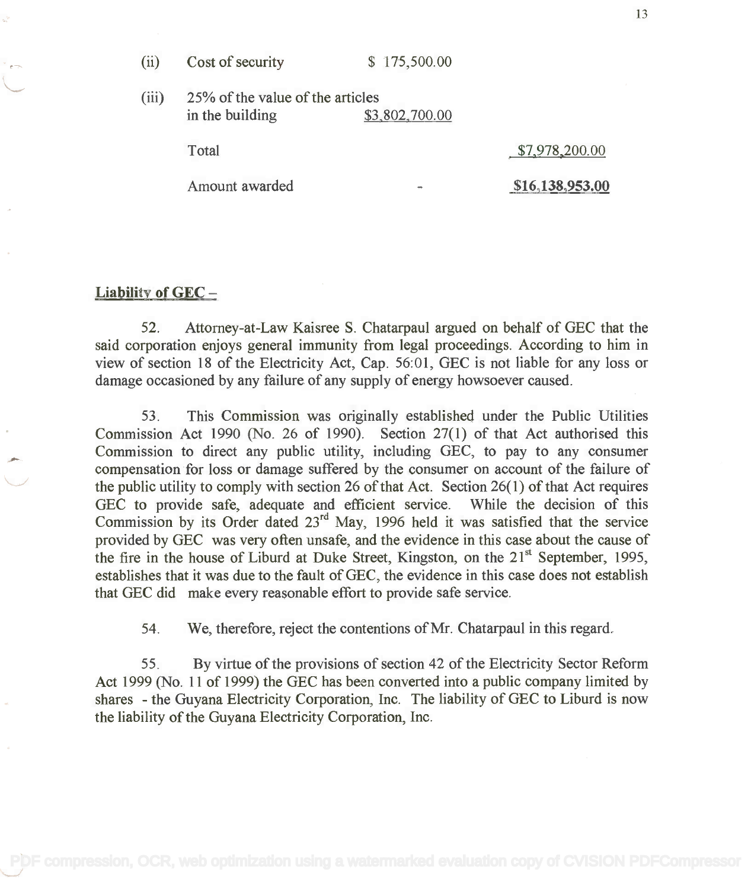| | | | |
|---|---|---|---|
| (ii) | Cost of security | $ 175,500.00 | |
| (iii) | 25% of the value of the articles in the building | $3,802,700.00 | |
| | Total | | $7,978,200.00 |
| | Amount awarded | - | **$16,138,953.00** |

## Liability of GEC –

52. Attorney-at-Law Kaisree S. Chatarpaul argued on behalf of GEC that the said corporation enjoys general immunity from legal proceedings. According to him in view of section 18 of the Electricity Act, Cap. 56:01, GEC is not liable for any loss or damage occasioned by any failure of any supply of energy howsoever caused.

53. This Commission was originally established under the Public Utilities Commission Act 1990 (No. 26 of 1990). Section 27(1) of that Act authorised this Commission to direct any public utility, including GEC, to pay to any consumer compensation for loss or damage suffered by the consumer on account of the failure of the public utility to comply with section 26 of that Act. Section 26(1) of that Act requires GEC to provide safe, adequate and efficient service. While the decision of this Commission by its Order dated 23rd May, 1996 held it was satisfied that the service provided by GEC was very often unsafe, and the evidence in this case about the cause of the fire in the house of Liburd at Duke Street, Kingston, on the 21st September, 1995, establishes that it was due to the fault of GEC, the evidence in this case does not establish that GEC did make every reasonable effort to provide safe service.

54. We, therefore, reject the contentions of Mr. Chatarpaul in this regard.

55. By virtue of the provisions of section 42 of the Electricity Sector Reform Act 1999 (No. 11 of 1999) the GEC has been converted into a public company limited by shares - the Guyana Electricity Corporation, Inc. The liability of GEC to Liburd is now the liability of the Guyana Electricity Corporation, Inc.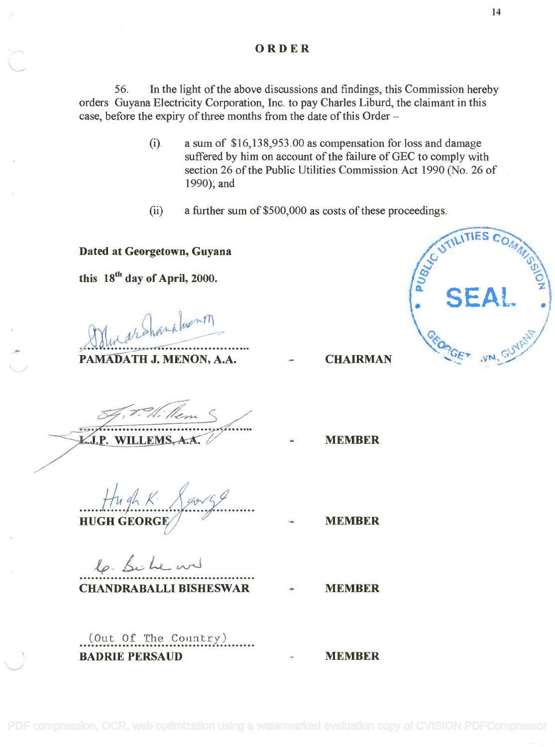# ORDER

56. In the light of the above discussions and findings, this Commission hereby orders Guyana Electricity Corporation, Inc. to pay Charles Liburd, the claimant in this case, before the expiry of three months from the date of this Order –

(i) a sum of $16,138,953.00 as compensation for loss and damage suffered by him on account of the failure of GEC to comply with section 26 of the Public Utilities Commission Act 1990 (No. 26 of 1990); and

(ii) a further sum of $500,000 as costs of these proceedings.

**Dated at Georgetown, Guyana**

**this 18th day of April, 2000.**

PUBLIC UTILITIES COMMISSION SEAL GEORGETOWN, GUYANA

........................................
**PAMADATH J. MENON, A.A.** - **CHAIRMAN**

........................................
**L.J.P. WILLEMS, A.A.** - **MEMBER**

........................................
**HUGH GEORGE** - **MEMBER**

........................................
**CHANDRABALLI BISHESWAR** - **MEMBER**

(Out Of The Country)
........................................
**BADRIE PERSAUD** - **MEMBER**